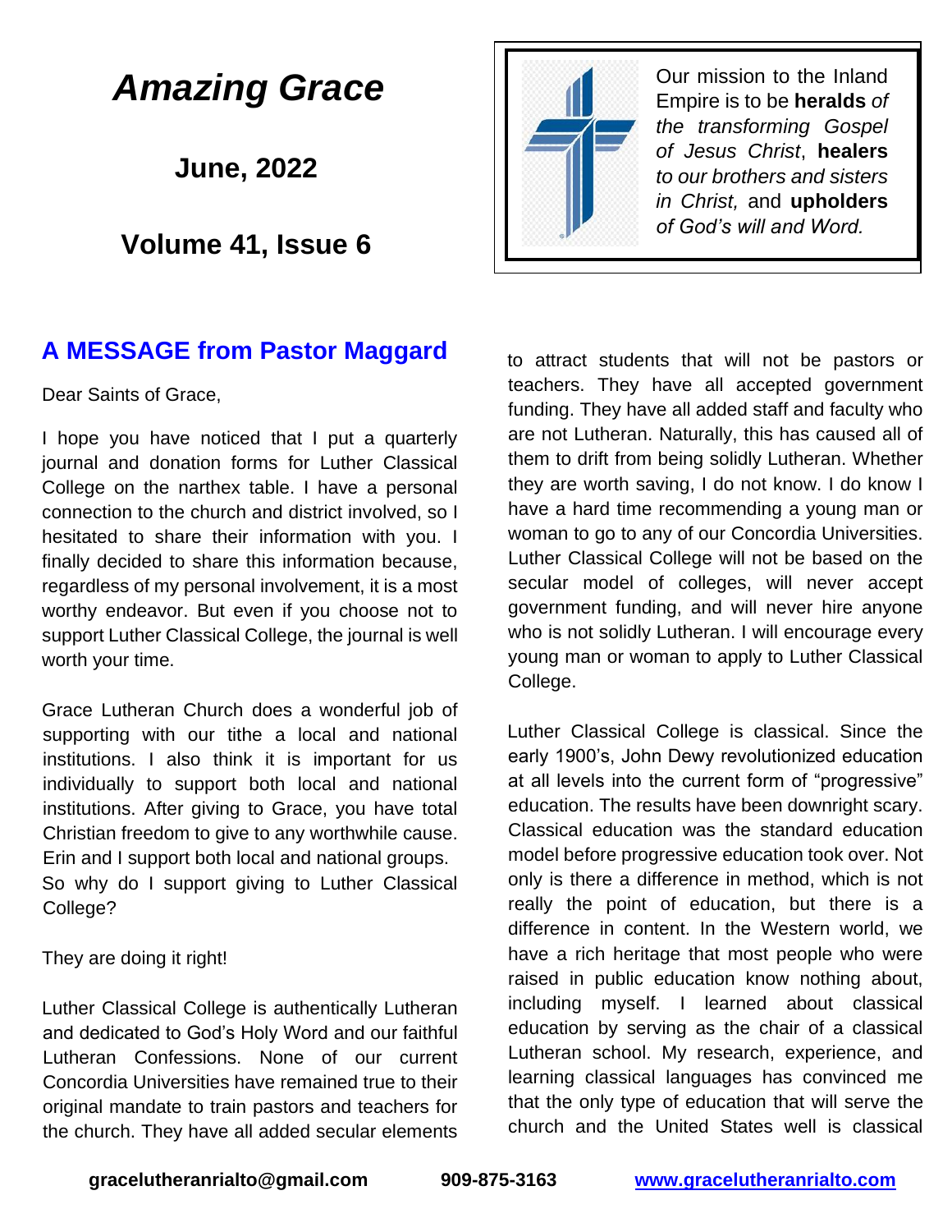# *Amazing Grace*

**June, 2022**

**Volume 41, Issue 6**

Our mission to the Inland Empire is to be **heralds** *of the transforming Gospel of Jesus Christ*, **healers** *to our brothers and sisters in Christ,* and **upholders** *of God's will and Word.*

## A MESSAGE from Pastor Maggard

Dear Saints of Grace,

I hope you have noticed that I put a quarterly journal and donation forms for Luther Classical College on the narthex table. I have a personal connection to the church and district involved, so I hesitated to share their information with you. I finally decided to share this information because, regardless of my personal involvement, it is a most worthy endeavor. But even if you choose not to support Luther Classical College, the journal is well worth your time.

Grace Lutheran Church does a wonderful job of supporting with our tithe a local and national institutions. I also think it is important for us individually to support both local and national institutions. After giving to Grace, you have total Christian freedom to give to any worthwhile cause. Erin and I support both local and national groups.
So why do I support giving to Luther Classical College?

They are doing it right!

Luther Classical College is authentically Lutheran and dedicated to God's Holy Word and our faithful Lutheran Confessions. None of our current Concordia Universities have remained true to their original mandate to train pastors and teachers for the church. They have all added secular elements to attract students that will not be pastors or teachers. They have all accepted government funding. They have all added staff and faculty who are not Lutheran. Naturally, this has caused all of them to drift from being solidly Lutheran. Whether they are worth saving, I do not know. I do know I have a hard time recommending a young man or woman to go to any of our Concordia Universities. Luther Classical College will not be based on the secular model of colleges, will never accept government funding, and will never hire anyone who is not solidly Lutheran. I will encourage every young man or woman to apply to Luther Classical College.

Luther Classical College is classical. Since the early 1900's, John Dewy revolutionized education at all levels into the current form of "progressive" education. The results have been downright scary. Classical education was the standard education model before progressive education took over. Not only is there a difference in method, which is not really the point of education, but there is a difference in content. In the Western world, we have a rich heritage that most people who were raised in public education know nothing about, including myself. I learned about classical education by serving as the chair of a classical Lutheran school. My research, experience, and learning classical languages has convinced me that the only type of education that will serve the church and the United States well is classical

**gracelutheranrialto@gmail.com** **909-875-3163** **www.gracelutheranrialto.com**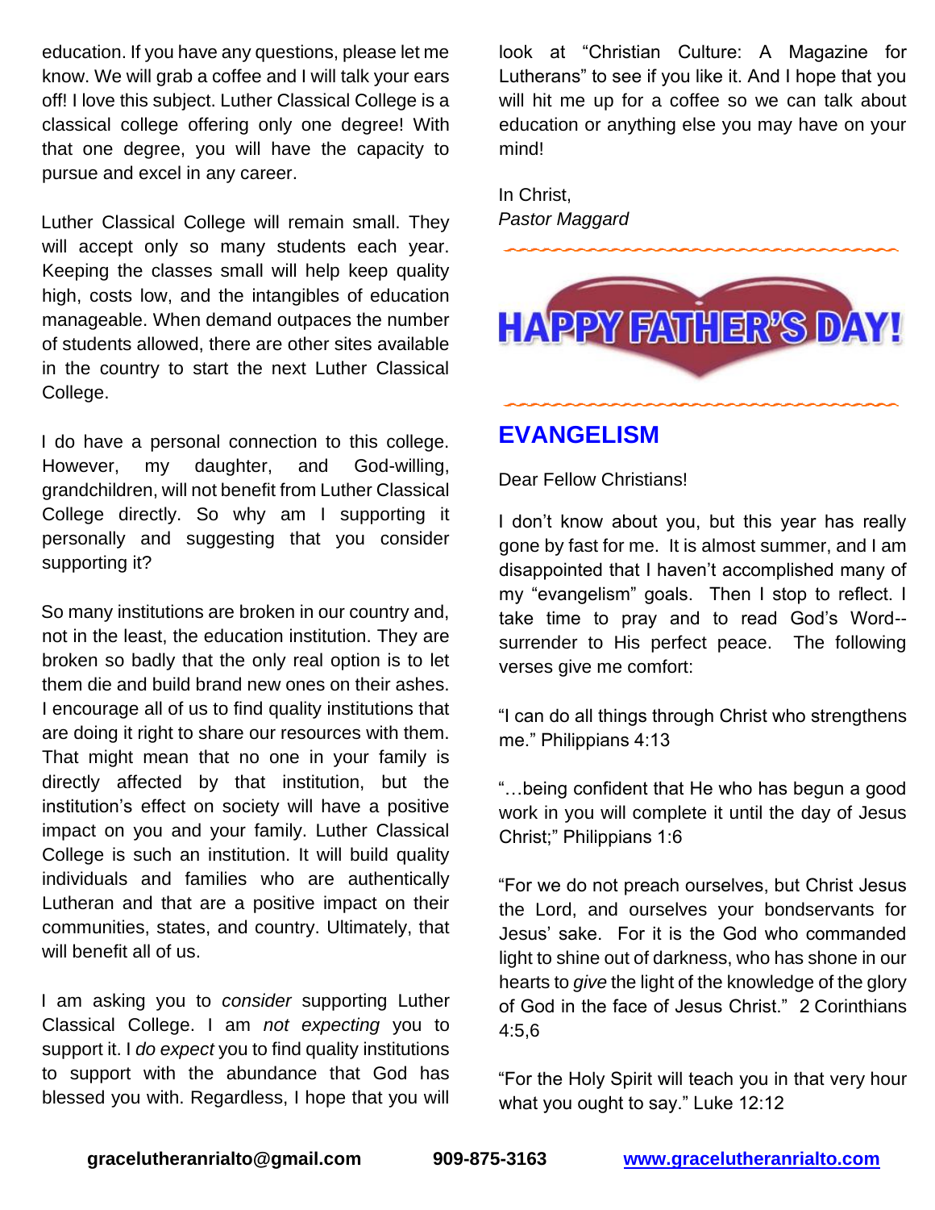education. If you have any questions, please let me know. We will grab a coffee and I will talk your ears off! I love this subject. Luther Classical College is a classical college offering only one degree! With that one degree, you will have the capacity to pursue and excel in any career.

Luther Classical College will remain small. They will accept only so many students each year. Keeping the classes small will help keep quality high, costs low, and the intangibles of education manageable. When demand outpaces the number of students allowed, there are other sites available in the country to start the next Luther Classical College.

I do have a personal connection to this college. However, my daughter, and God-willing, grandchildren, will not benefit from Luther Classical College directly. So why am I supporting it personally and suggesting that you consider supporting it?

So many institutions are broken in our country and, not in the least, the education institution. They are broken so badly that the only real option is to let them die and build brand new ones on their ashes. I encourage all of us to find quality institutions that are doing it right to share our resources with them. That might mean that no one in your family is directly affected by that institution, but the institution's effect on society will have a positive impact on you and your family. Luther Classical College is such an institution. It will build quality individuals and families who are authentically Lutheran and that are a positive impact on their communities, states, and country. Ultimately, that will benefit all of us.

I am asking you to *consider* supporting Luther Classical College. I am *not expecting* you to support it. I *do expect* you to find quality institutions to support with the abundance that God has blessed you with. Regardless, I hope that you will look at "Christian Culture: A Magazine for Lutherans" to see if you like it. And I hope that you will hit me up for a coffee so we can talk about education or anything else you may have on your mind!

In Christ,
*Pastor Maggard*

HAPPY FATHER'S DAY!

## EVANGELISM

Dear Fellow Christians!

I don't know about you, but this year has really gone by fast for me. It is almost summer, and I am disappointed that I haven't accomplished many of my "evangelism" goals. Then I stop to reflect. I take time to pray and to read God's Word--surrender to His perfect peace. The following verses give me comfort:

"I can do all things through Christ who strengthens me." Philippians 4:13

"…being confident that He who has begun a good work in you will complete it until the day of Jesus Christ;" Philippians 1:6

"For we do not preach ourselves, but Christ Jesus the Lord, and ourselves your bondservants for Jesus' sake. For it is the God who commanded light to shine out of darkness, who has shone in our hearts to *give* the light of the knowledge of the glory of God in the face of Jesus Christ." 2 Corinthians 4:5,6

"For the Holy Spirit will teach you in that very hour what you ought to say." Luke 12:12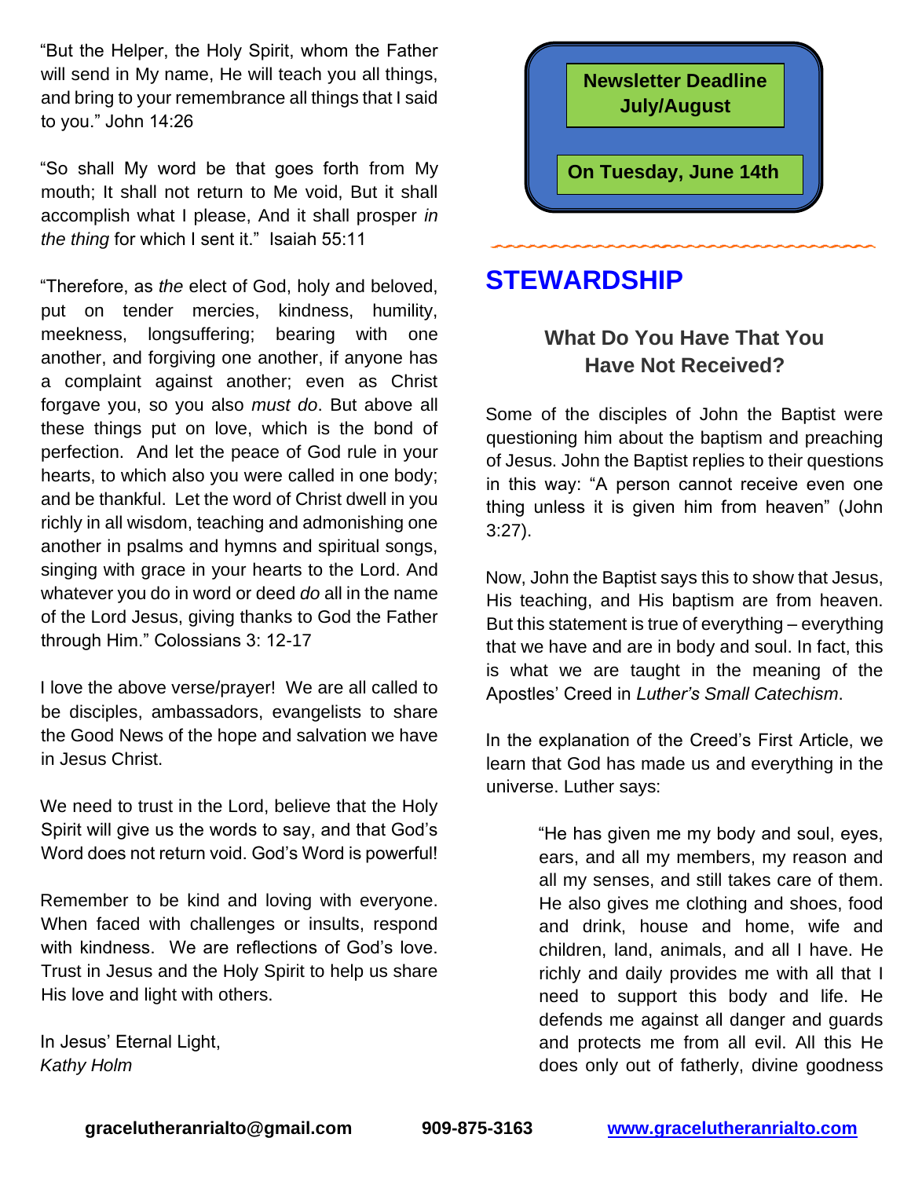"But the Helper, the Holy Spirit, whom the Father will send in My name, He will teach you all things, and bring to your remembrance all things that I said to you." John 14:26

"So shall My word be that goes forth from My mouth; It shall not return to Me void, But it shall accomplish what I please, And it shall prosper *in the thing* for which I sent it." Isaiah 55:11

"Therefore, as *the* elect of God, holy and beloved, put on tender mercies, kindness, humility, meekness, longsuffering; bearing with one another, and forgiving one another, if anyone has a complaint against another; even as Christ forgave you, so you also *must do*. But above all these things put on love, which is the bond of perfection. And let the peace of God rule in your hearts, to which also you were called in one body; and be thankful. Let the word of Christ dwell in you richly in all wisdom, teaching and admonishing one another in psalms and hymns and spiritual songs, singing with grace in your hearts to the Lord. And whatever you do in word or deed *do* all in the name of the Lord Jesus, giving thanks to God the Father through Him." Colossians 3: 12-17

I love the above verse/prayer! We are all called to be disciples, ambassadors, evangelists to share the Good News of the hope and salvation we have in Jesus Christ.

We need to trust in the Lord, believe that the Holy Spirit will give us the words to say, and that God's Word does not return void. God's Word is powerful!

Remember to be kind and loving with everyone. When faced with challenges or insults, respond with kindness. We are reflections of God's love. Trust in Jesus and the Holy Spirit to help us share His love and light with others.

In Jesus' Eternal Light,
*Kathy Holm*

**Newsletter Deadline July/August**

**On Tuesday, June 14th**

## STEWARDSHIP

### What Do You Have That You Have Not Received?

Some of the disciples of John the Baptist were questioning him about the baptism and preaching of Jesus. John the Baptist replies to their questions in this way: "A person cannot receive even one thing unless it is given him from heaven" (John 3:27).

Now, John the Baptist says this to show that Jesus, His teaching, and His baptism are from heaven. But this statement is true of everything – everything that we have and are in body and soul. In fact, this is what we are taught in the meaning of the Apostles' Creed in *Luther's Small Catechism*.

In the explanation of the Creed's First Article, we learn that God has made us and everything in the universe. Luther says:

> "He has given me my body and soul, eyes, ears, and all my members, my reason and all my senses, and still takes care of them. He also gives me clothing and shoes, food and drink, house and home, wife and children, land, animals, and all I have. He richly and daily provides me with all that I need to support this body and life. He defends me against all danger and guards and protects me from all evil. All this He does only out of fatherly, divine goodness

**gracelutheranrialto@gmail.com** **909-875-3163** **www.gracelutheranrialto.com**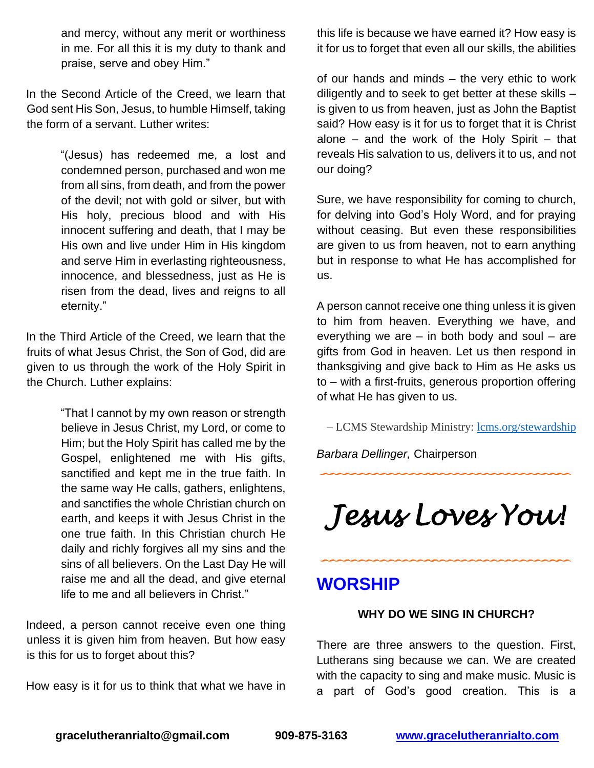and mercy, without any merit or worthiness in me. For all this it is my duty to thank and praise, serve and obey Him."

In the Second Article of the Creed, we learn that God sent His Son, Jesus, to humble Himself, taking the form of a servant. Luther writes:

> "(Jesus) has redeemed me, a lost and condemned person, purchased and won me from all sins, from death, and from the power of the devil; not with gold or silver, but with His holy, precious blood and with His innocent suffering and death, that I may be His own and live under Him in His kingdom and serve Him in everlasting righteousness, innocence, and blessedness, just as He is risen from the dead, lives and reigns to all eternity."

In the Third Article of the Creed, we learn that the fruits of what Jesus Christ, the Son of God, did are given to us through the work of the Holy Spirit in the Church. Luther explains:

> "That I cannot by my own reason or strength believe in Jesus Christ, my Lord, or come to Him; but the Holy Spirit has called me by the Gospel, enlightened me with His gifts, sanctified and kept me in the true faith. In the same way He calls, gathers, enlightens, and sanctifies the whole Christian church on earth, and keeps it with Jesus Christ in the one true faith. In this Christian church He daily and richly forgives all my sins and the sins of all believers. On the Last Day He will raise me and all the dead, and give eternal life to me and all believers in Christ."

Indeed, a person cannot receive even one thing unless it is given him from heaven. But how easy is this for us to forget about this?

How easy is it for us to think that what we have in this life is because we have earned it? How easy is it for us to forget that even all our skills, the abilities of our hands and minds – the very ethic to work diligently and to seek to get better at these skills – is given to us from heaven, just as John the Baptist said? How easy is it for us to forget that it is Christ alone – and the work of the Holy Spirit – that reveals His salvation to us, delivers it to us, and not our doing?

Sure, we have responsibility for coming to church, for delving into God's Holy Word, and for praying without ceasing. But even these responsibilities are given to us from heaven, not to earn anything but in response to what He has accomplished for us.

A person cannot receive one thing unless it is given to him from heaven. Everything we have, and everything we are – in both body and soul – are gifts from God in heaven. Let us then respond in thanksgiving and give back to Him as He asks us to – with a first-fruits, generous proportion offering of what He has given to us.

– LCMS Stewardship Ministry: [lcms.org/stewardship](lcms.org/stewardship)

*Barbara Dellinger,* Chairperson

---

# *Jesus Loves You!*

---

## WORSHIP

**WHY DO WE SING IN CHURCH?**

There are three answers to the question. First, Lutherans sing because we can. We are created with the capacity to sing and make music. Music is a part of God's good creation. This is a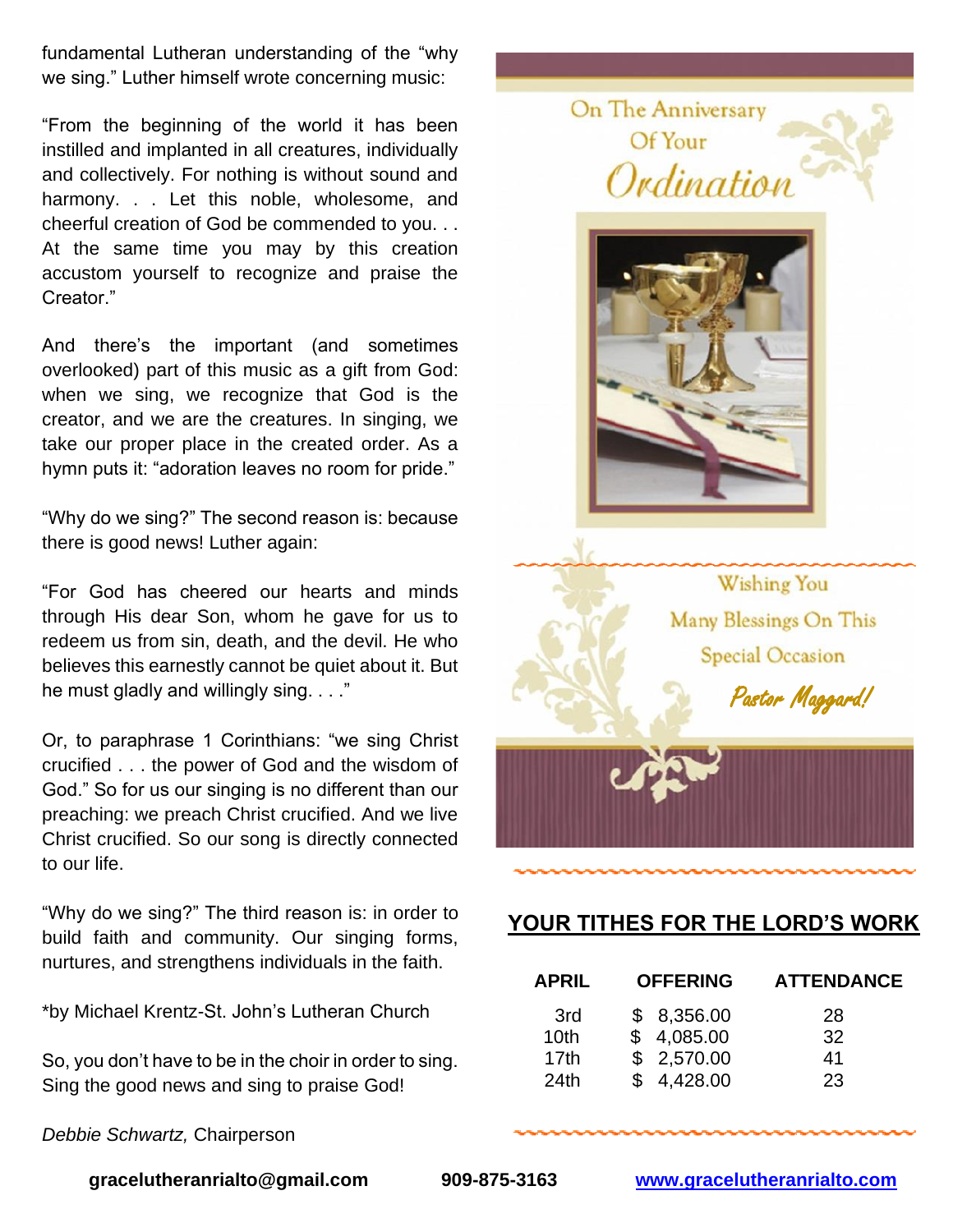fundamental Lutheran understanding of the "why we sing." Luther himself wrote concerning music:

"From the beginning of the world it has been instilled and implanted in all creatures, individually and collectively. For nothing is without sound and harmony. . . Let this noble, wholesome, and cheerful creation of God be commended to you. . . At the same time you may by this creation accustom yourself to recognize and praise the Creator."

And there's the important (and sometimes overlooked) part of this music as a gift from God: when we sing, we recognize that God is the creator, and we are the creatures. In singing, we take our proper place in the created order. As a hymn puts it: "adoration leaves no room for pride."

"Why do we sing?" The second reason is: because there is good news! Luther again:

"For God has cheered our hearts and minds through His dear Son, whom he gave for us to redeem us from sin, death, and the devil. He who believes this earnestly cannot be quiet about it. But he must gladly and willingly sing. . . ."

Or, to paraphrase 1 Corinthians: "we sing Christ crucified . . . the power of God and the wisdom of God." So for us our singing is no different than our preaching: we preach Christ crucified. And we live Christ crucified. So our song is directly connected to our life.

"Why do we sing?" The third reason is: in order to build faith and community. Our singing forms, nurtures, and strengthens individuals in the faith.

*by Michael Krentz-St. John's Lutheran Church

So, you don't have to be in the choir in order to sing. Sing the good news and sing to praise God!

*Debbie Schwartz,* Chairperson

On The Anniversary Of Your Ordination

Wishing You Many Blessings On This Special Occasion

Pastor Maggard!

## YOUR TITHES FOR THE LORD'S WORK

| APRIL | OFFERING | ATTENDANCE |
|---|---|---|
| 3rd | $ 8,356.00 | 28 |
| 10th | $ 4,085.00 | 32 |
| 17th | $ 2,570.00 | 41 |
| 24th | $ 4,428.00 | 23 |

**gracelutheranrialto@gmail.com** **909-875-3163** **www.gracelutheranrialto.com**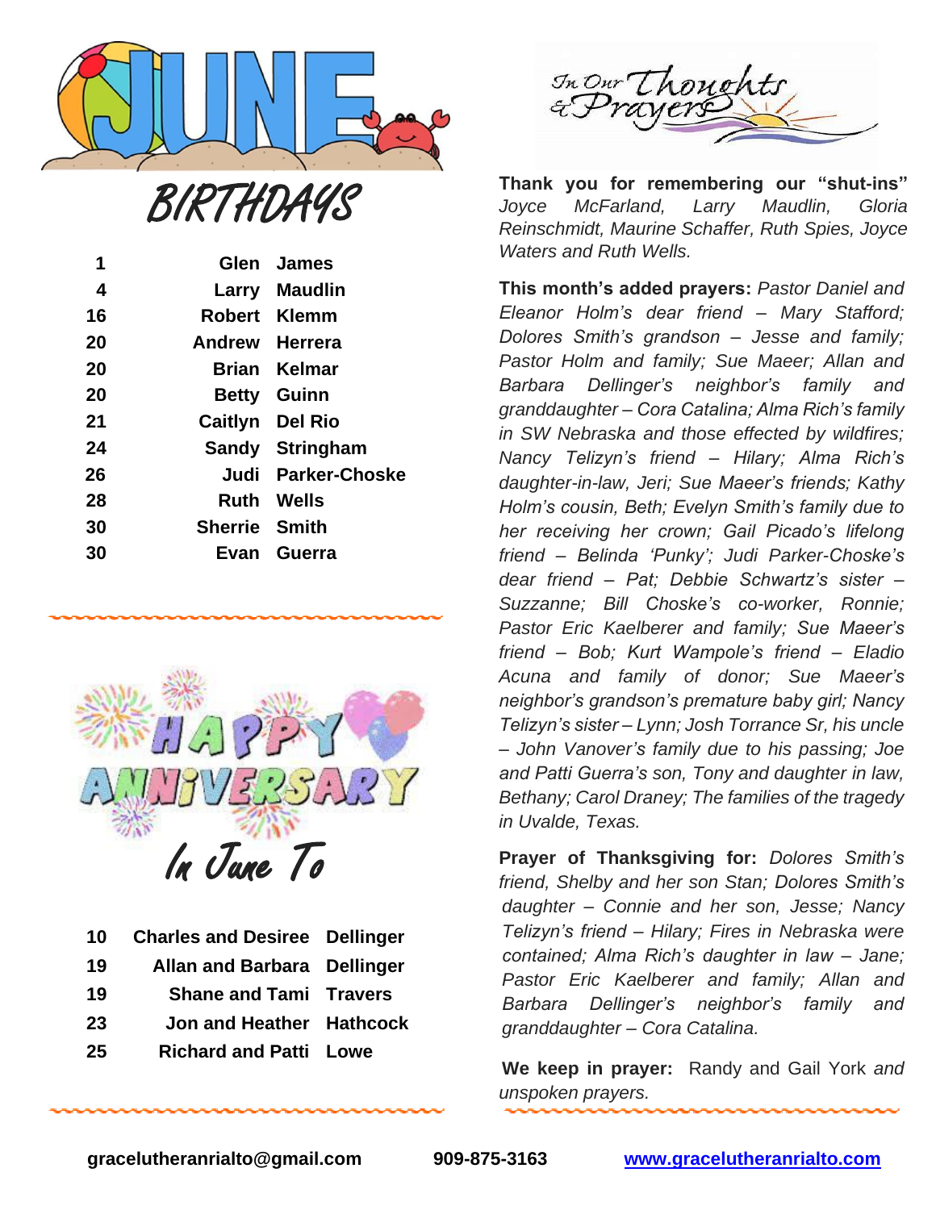# JUNE

## BIRTHDAYS

| | | |
|---|---|---|
| 1 | Glen | James |
| 4 | Larry | Maudlin |
| 16 | Robert | Klemm |
| 20 | Andrew | Herrera |
| 20 | Brian | Kelmar |
| 20 | Betty | Guinn |
| 21 | Caitlyn | Del Rio |
| 24 | Sandy | Stringham |
| 26 | Judi | Parker-Choske |
| 28 | Ruth | Wells |
| 30 | Sherrie | Smith |
| 30 | Evan | Guerra |

## HAPPY ANNIVERSARY

## In June To

| | | |
|---|---|---|
| 10 | Charles and Desiree | Dellinger |
| 19 | Allan and Barbara | Dellinger |
| 19 | Shane and Tami | Travers |
| 23 | Jon and Heather | Hathcock |
| 25 | Richard and Patti | Lowe |

## In Our Thoughts & Prayers

**Thank you for remembering our "shut-ins"** *Joyce McFarland, Larry Maudlin, Gloria Reinschmidt, Maurine Schaffer, Ruth Spies, Joyce Waters and Ruth Wells.*

**This month's added prayers:** *Pastor Daniel and Eleanor Holm's dear friend – Mary Stafford; Dolores Smith's grandson – Jesse and family; Pastor Holm and family; Sue Maeer; Allan and Barbara Dellinger's neighbor's family and granddaughter – Cora Catalina; Alma Rich's family in SW Nebraska and those effected by wildfires; Nancy Telizyn's friend – Hilary; Alma Rich's daughter-in-law, Jeri; Sue Maeer's friends; Kathy Holm's cousin, Beth; Evelyn Smith's family due to her receiving her crown; Gail Picado's lifelong friend – Belinda 'Punky'; Judi Parker-Choske's dear friend – Pat; Debbie Schwartz's sister – Suzzanne; Bill Choske's co-worker, Ronnie; Pastor Eric Kaelberer and family; Sue Maeer's friend – Bob; Kurt Wampole's friend – Eladio Acuna and family of donor; Sue Maeer's neighbor's grandson's premature baby girl; Nancy Telizyn's sister – Lynn; Josh Torrance Sr, his uncle – John Vanover's family due to his passing; Joe and Patti Guerra's son, Tony and daughter in law, Bethany; Carol Draney; The families of the tragedy in Uvalde, Texas.*

**Prayer of Thanksgiving for:** *Dolores Smith's friend, Shelby and her son Stan; Dolores Smith's daughter – Connie and her son, Jesse; Nancy Telizyn's friend – Hilary; Fires in Nebraska were contained; Alma Rich's daughter in law – Jane; Pastor Eric Kaelberer and family; Allan and Barbara Dellinger's neighbor's family and granddaughter – Cora Catalina.*

**We keep in prayer:** Randy and Gail York *and unspoken prayers.*

gracelutheranrialto@gmail.com 909-875-3163 www.gracelutheranrialto.com